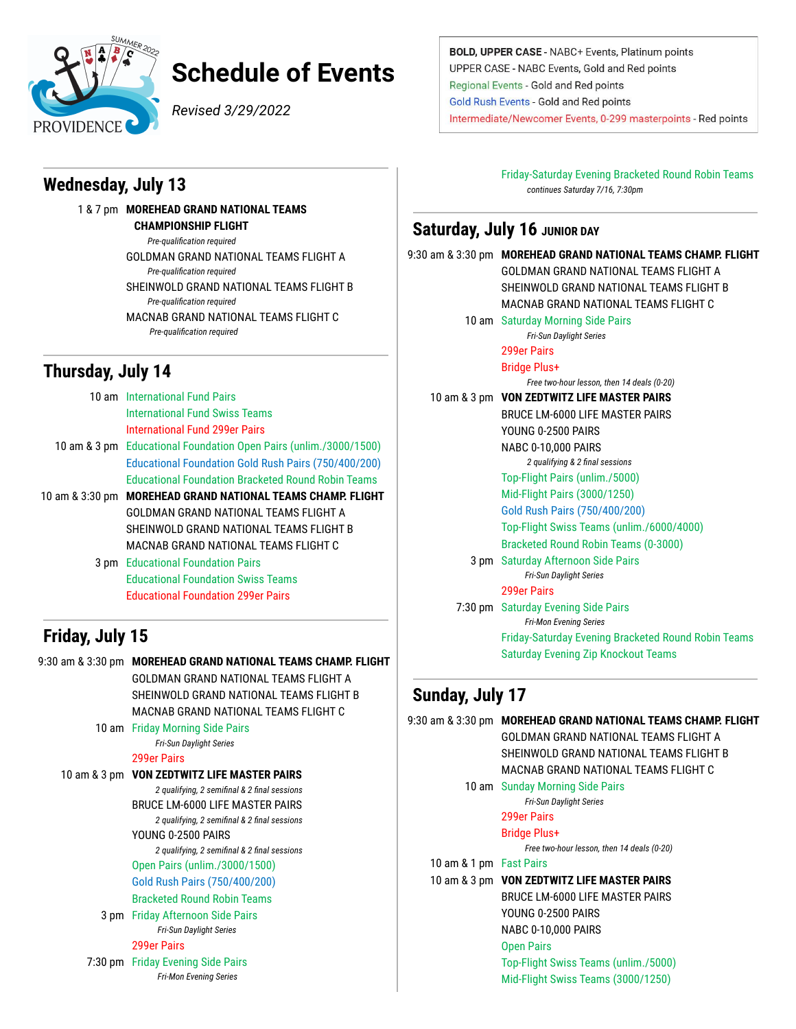# Schedule of Events

*Revised 3/29/2022*

**BOLD, UPPER CASE** - NABC+ Events, Platinum points
UPPER CASE - NABC Events, Gold and Red points
Regional Events - Gold and Red points
Gold Rush Events - Gold and Red points
Intermediate/Newcomer Events, 0-299 masterpoints - Red points

## Wednesday, July 13

1 & 7 pm **MOREHEAD GRAND NATIONAL TEAMS CHAMPIONSHIP FLIGHT**
*Pre-qualification required*
GOLDMAN GRAND NATIONAL TEAMS FLIGHT A
*Pre-qualification required*
SHEINWOLD GRAND NATIONAL TEAMS FLIGHT B
*Pre-qualification required*
MACNAB GRAND NATIONAL TEAMS FLIGHT C
*Pre-qualification required*

## Thursday, July 14

10 am International Fund Pairs
International Fund Swiss Teams
International Fund 299er Pairs

10 am & 3 pm Educational Foundation Open Pairs (unlim./3000/1500)
Educational Foundation Gold Rush Pairs (750/400/200)
Educational Foundation Bracketed Round Robin Teams

10 am & 3:30 pm **MOREHEAD GRAND NATIONAL TEAMS CHAMP. FLIGHT**
GOLDMAN GRAND NATIONAL TEAMS FLIGHT A
SHEINWOLD GRAND NATIONAL TEAMS FLIGHT B
MACNAB GRAND NATIONAL TEAMS FLIGHT C

3 pm Educational Foundation Pairs
Educational Foundation Swiss Teams
Educational Foundation 299er Pairs

## Friday, July 15

9:30 am & 3:30 pm **MOREHEAD GRAND NATIONAL TEAMS CHAMP. FLIGHT**
GOLDMAN GRAND NATIONAL TEAMS FLIGHT A
SHEINWOLD GRAND NATIONAL TEAMS FLIGHT B
MACNAB GRAND NATIONAL TEAMS FLIGHT C

10 am Friday Morning Side Pairs
*Fri-Sun Daylight Series*
299er Pairs

10 am & 3 pm **VON ZEDTWITZ LIFE MASTER PAIRS**
*2 qualifying, 2 semifinal & 2 final sessions*
BRUCE LM-6000 LIFE MASTER PAIRS
*2 qualifying, 2 semifinal & 2 final sessions*
YOUNG 0-2500 PAIRS
*2 qualifying, 2 semifinal & 2 final sessions*
Open Pairs (unlim./3000/1500)
Gold Rush Pairs (750/400/200)
Bracketed Round Robin Teams

3 pm Friday Afternoon Side Pairs
*Fri-Sun Daylight Series*
299er Pairs

7:30 pm Friday Evening Side Pairs
*Fri-Mon Evening Series*
Friday-Saturday Evening Bracketed Round Robin Teams
*continues Saturday 7/16, 7:30pm*

## Saturday, July 16 JUNIOR DAY

9:30 am & 3:30 pm **MOREHEAD GRAND NATIONAL TEAMS CHAMP. FLIGHT**
GOLDMAN GRAND NATIONAL TEAMS FLIGHT A
SHEINWOLD GRAND NATIONAL TEAMS FLIGHT B
MACNAB GRAND NATIONAL TEAMS FLIGHT C

10 am Saturday Morning Side Pairs
*Fri-Sun Daylight Series*
299er Pairs
Bridge Plus+
*Free two-hour lesson, then 14 deals (0-20)*

10 am & 3 pm **VON ZEDTWITZ LIFE MASTER PAIRS**
BRUCE LM-6000 LIFE MASTER PAIRS
YOUNG 0-2500 PAIRS
NABC 0-10,000 PAIRS
*2 qualifying & 2 final sessions*
Top-Flight Pairs (unlim./5000)
Mid-Flight Pairs (3000/1250)
Gold Rush Pairs (750/400/200)
Top-Flight Swiss Teams (unlim./6000/4000)
Bracketed Round Robin Teams (0-3000)

3 pm Saturday Afternoon Side Pairs
*Fri-Sun Daylight Series*
299er Pairs

7:30 pm Saturday Evening Side Pairs
*Fri-Mon Evening Series*
Friday-Saturday Evening Bracketed Round Robin Teams
Saturday Evening Zip Knockout Teams

## Sunday, July 17

9:30 am & 3:30 pm **MOREHEAD GRAND NATIONAL TEAMS CHAMP. FLIGHT**
GOLDMAN GRAND NATIONAL TEAMS FLIGHT A
SHEINWOLD GRAND NATIONAL TEAMS FLIGHT B
MACNAB GRAND NATIONAL TEAMS FLIGHT C

10 am Sunday Morning Side Pairs
*Fri-Sun Daylight Series*
299er Pairs
Bridge Plus+
*Free two-hour lesson, then 14 deals (0-20)*

10 am & 1 pm Fast Pairs

10 am & 3 pm **VON ZEDTWITZ LIFE MASTER PAIRS**
BRUCE LM-6000 LIFE MASTER PAIRS
YOUNG 0-2500 PAIRS
NABC 0-10,000 PAIRS
Open Pairs
Top-Flight Swiss Teams (unlim./5000)
Mid-Flight Swiss Teams (3000/1250)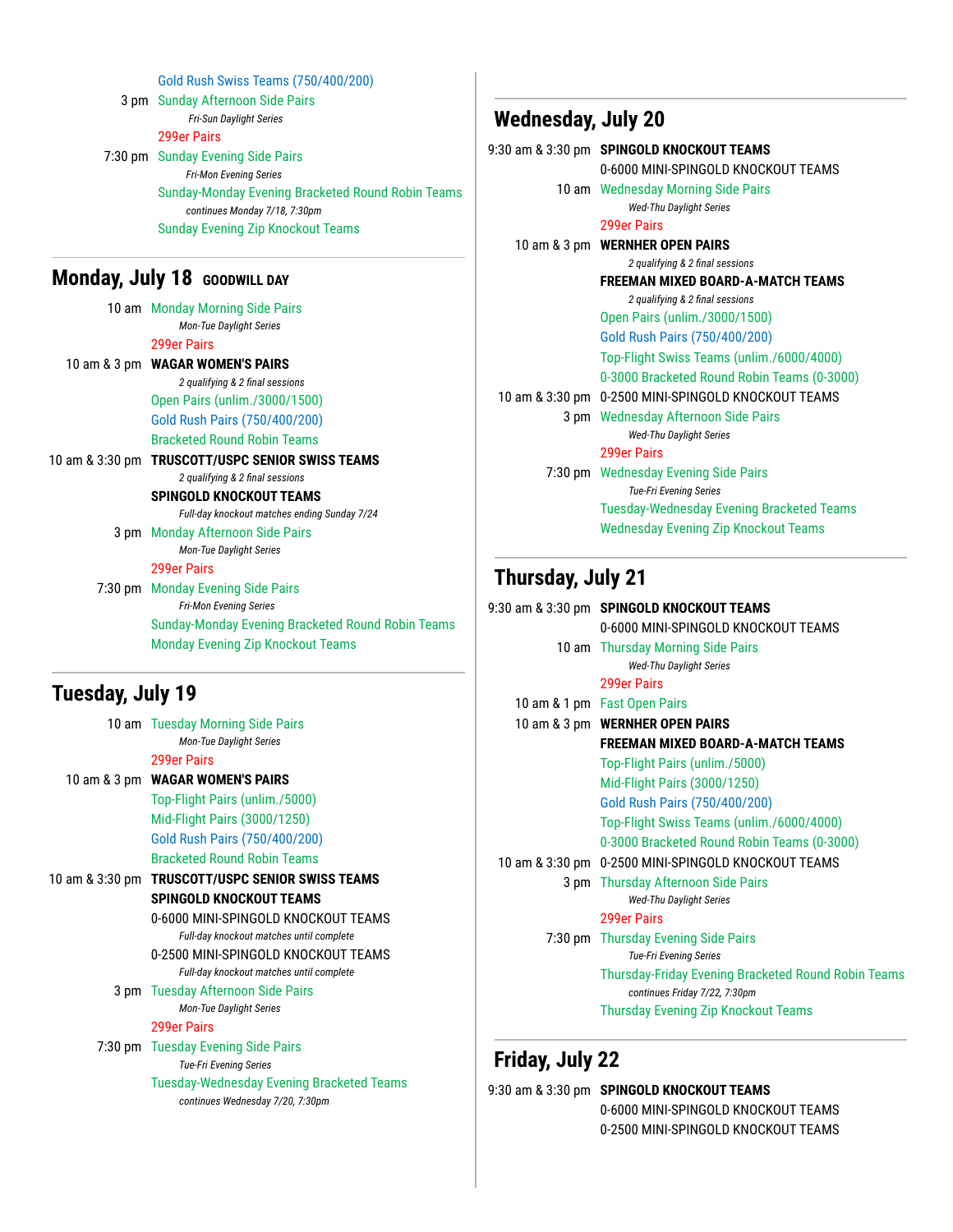Gold Rush Swiss Teams (750/400/200)

3 pm Sunday Afternoon Side Pairs

*Fri-Sun Daylight Series*

299er Pairs

7:30 pm Sunday Evening Side Pairs

*Fri-Mon Evening Series*

Sunday-Monday Evening Bracketed Round Robin Teams

*continues Monday 7/18, 7:30pm*

Sunday Evening Zip Knockout Teams

## Monday, July 18 GOODWILL DAY

10 am Monday Morning Side Pairs

*Mon-Tue Daylight Series*

299er Pairs

10 am & 3 pm **WAGAR WOMEN'S PAIRS**

*2 qualifying & 2 final sessions*

Open Pairs (unlim./3000/1500)

Gold Rush Pairs (750/400/200)

Bracketed Round Robin Teams

10 am & 3:30 pm **TRUSCOTT/USPC SENIOR SWISS TEAMS**

*2 qualifying & 2 final sessions*

**SPINGOLD KNOCKOUT TEAMS**

*Full-day knockout matches ending Sunday 7/24*

3 pm Monday Afternoon Side Pairs

*Mon-Tue Daylight Series*

299er Pairs

7:30 pm Monday Evening Side Pairs

*Fri-Mon Evening Series*

Sunday-Monday Evening Bracketed Round Robin Teams

Monday Evening Zip Knockout Teams

## Tuesday, July 19

10 am Tuesday Morning Side Pairs

*Mon-Tue Daylight Series*

299er Pairs

10 am & 3 pm **WAGAR WOMEN'S PAIRS**

Top-Flight Pairs (unlim./5000)

Mid-Flight Pairs (3000/1250)

Gold Rush Pairs (750/400/200)

Bracketed Round Robin Teams

10 am & 3:30 pm **TRUSCOTT/USPC SENIOR SWISS TEAMS**

**SPINGOLD KNOCKOUT TEAMS**

0-6000 MINI-SPINGOLD KNOCKOUT TEAMS

*Full-day knockout matches until complete*

0-2500 MINI-SPINGOLD KNOCKOUT TEAMS

*Full-day knockout matches until complete*

3 pm Tuesday Afternoon Side Pairs

*Mon-Tue Daylight Series*

299er Pairs

7:30 pm Tuesday Evening Side Pairs

*Tue-Fri Evening Series*

Tuesday-Wednesday Evening Bracketed Teams

*continues Wednesday 7/20, 7:30pm*

## Wednesday, July 20

9:30 am & 3:30 pm **SPINGOLD KNOCKOUT TEAMS**

0-6000 MINI-SPINGOLD KNOCKOUT TEAMS

10 am Wednesday Morning Side Pairs

*Wed-Thu Daylight Series*

299er Pairs

10 am & 3 pm **WERNHER OPEN PAIRS**

*2 qualifying & 2 final sessions*

**FREEMAN MIXED BOARD-A-MATCH TEAMS**

*2 qualifying & 2 final sessions*

Open Pairs (unlim./3000/1500)

Gold Rush Pairs (750/400/200)

Top-Flight Swiss Teams (unlim./6000/4000)

0-3000 Bracketed Round Robin Teams (0-3000)

10 am & 3:30 pm 0-2500 MINI-SPINGOLD KNOCKOUT TEAMS

3 pm Wednesday Afternoon Side Pairs

*Wed-Thu Daylight Series*

299er Pairs

7:30 pm Wednesday Evening Side Pairs

*Tue-Fri Evening Series*

Tuesday-Wednesday Evening Bracketed Teams

Wednesday Evening Zip Knockout Teams

## Thursday, July 21

9:30 am & 3:30 pm **SPINGOLD KNOCKOUT TEAMS**

0-6000 MINI-SPINGOLD KNOCKOUT TEAMS

10 am Thursday Morning Side Pairs

*Wed-Thu Daylight Series*

299er Pairs

10 am & 1 pm Fast Open Pairs

10 am & 3 pm **WERNHER OPEN PAIRS**

**FREEMAN MIXED BOARD-A-MATCH TEAMS**

Top-Flight Pairs (unlim./5000)

Mid-Flight Pairs (3000/1250)

Gold Rush Pairs (750/400/200)

Top-Flight Swiss Teams (unlim./6000/4000)

0-3000 Bracketed Round Robin Teams (0-3000)

10 am & 3:30 pm 0-2500 MINI-SPINGOLD KNOCKOUT TEAMS

3 pm Thursday Afternoon Side Pairs

*Wed-Thu Daylight Series*

299er Pairs

7:30 pm Thursday Evening Side Pairs

*Tue-Fri Evening Series*

Thursday-Friday Evening Bracketed Round Robin Teams

*continues Friday 7/22, 7:30pm*

Thursday Evening Zip Knockout Teams

## Friday, July 22

9:30 am & 3:30 pm **SPINGOLD KNOCKOUT TEAMS**

0-6000 MINI-SPINGOLD KNOCKOUT TEAMS

0-2500 MINI-SPINGOLD KNOCKOUT TEAMS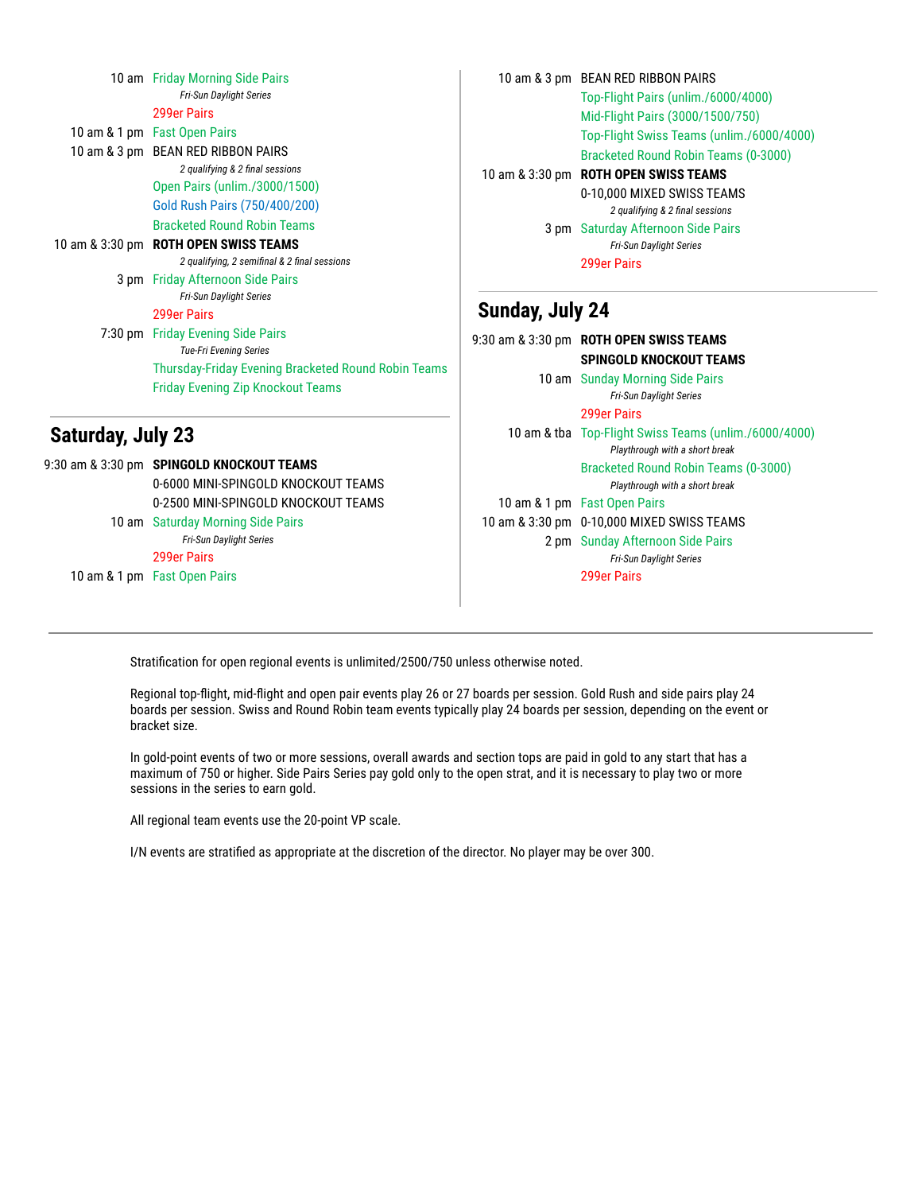10 am Friday Morning Side Pairs
*Fri-Sun Daylight Series*
299er Pairs
10 am & 1 pm Fast Open Pairs
10 am & 3 pm BEAN RED RIBBON PAIRS
*2 qualifying & 2 final sessions*
Open Pairs (unlim./3000/1500)
Gold Rush Pairs (750/400/200)
Bracketed Round Robin Teams
10 am & 3:30 pm **ROTH OPEN SWISS TEAMS**
*2 qualifying, 2 semifinal & 2 final sessions*
3 pm Friday Afternoon Side Pairs
*Fri-Sun Daylight Series*
299er Pairs
7:30 pm Friday Evening Side Pairs
*Tue-Fri Evening Series*
Thursday-Friday Evening Bracketed Round Robin Teams
Friday Evening Zip Knockout Teams

## Saturday, July 23

9:30 am & 3:30 pm **SPINGOLD KNOCKOUT TEAMS**
0-6000 MINI-SPINGOLD KNOCKOUT TEAMS
0-2500 MINI-SPINGOLD KNOCKOUT TEAMS
10 am Saturday Morning Side Pairs
*Fri-Sun Daylight Series*
299er Pairs
10 am & 1 pm Fast Open Pairs
10 am & 3 pm BEAN RED RIBBON PAIRS
Top-Flight Pairs (unlim./6000/4000)
Mid-Flight Pairs (3000/1500/750)
Top-Flight Swiss Teams (unlim./6000/4000)
Bracketed Round Robin Teams (0-3000)
10 am & 3:30 pm **ROTH OPEN SWISS TEAMS**
0-10,000 MIXED SWISS TEAMS
*2 qualifying & 2 final sessions*
3 pm Saturday Afternoon Side Pairs
*Fri-Sun Daylight Series*
299er Pairs

## Sunday, July 24

9:30 am & 3:30 pm **ROTH OPEN SWISS TEAMS**
**SPINGOLD KNOCKOUT TEAMS**
10 am Sunday Morning Side Pairs
*Fri-Sun Daylight Series*
299er Pairs
10 am & tba Top-Flight Swiss Teams (unlim./6000/4000)
*Playthrough with a short break*
Bracketed Round Robin Teams (0-3000)
*Playthrough with a short break*
10 am & 1 pm Fast Open Pairs
10 am & 3:30 pm 0-10,000 MIXED SWISS TEAMS
2 pm Sunday Afternoon Side Pairs
*Fri-Sun Daylight Series*
299er Pairs

---

Stratification for open regional events is unlimited/2500/750 unless otherwise noted.

Regional top-flight, mid-flight and open pair events play 26 or 27 boards per session. Gold Rush and side pairs play 24 boards per session. Swiss and Round Robin team events typically play 24 boards per session, depending on the event or bracket size.

In gold-point events of two or more sessions, overall awards and section tops are paid in gold to any start that has a maximum of 750 or higher. Side Pairs Series pay gold only to the open strat, and it is necessary to play two or more sessions in the series to earn gold.

All regional team events use the 20-point VP scale.

I/N events are stratified as appropriate at the discretion of the director. No player may be over 300.